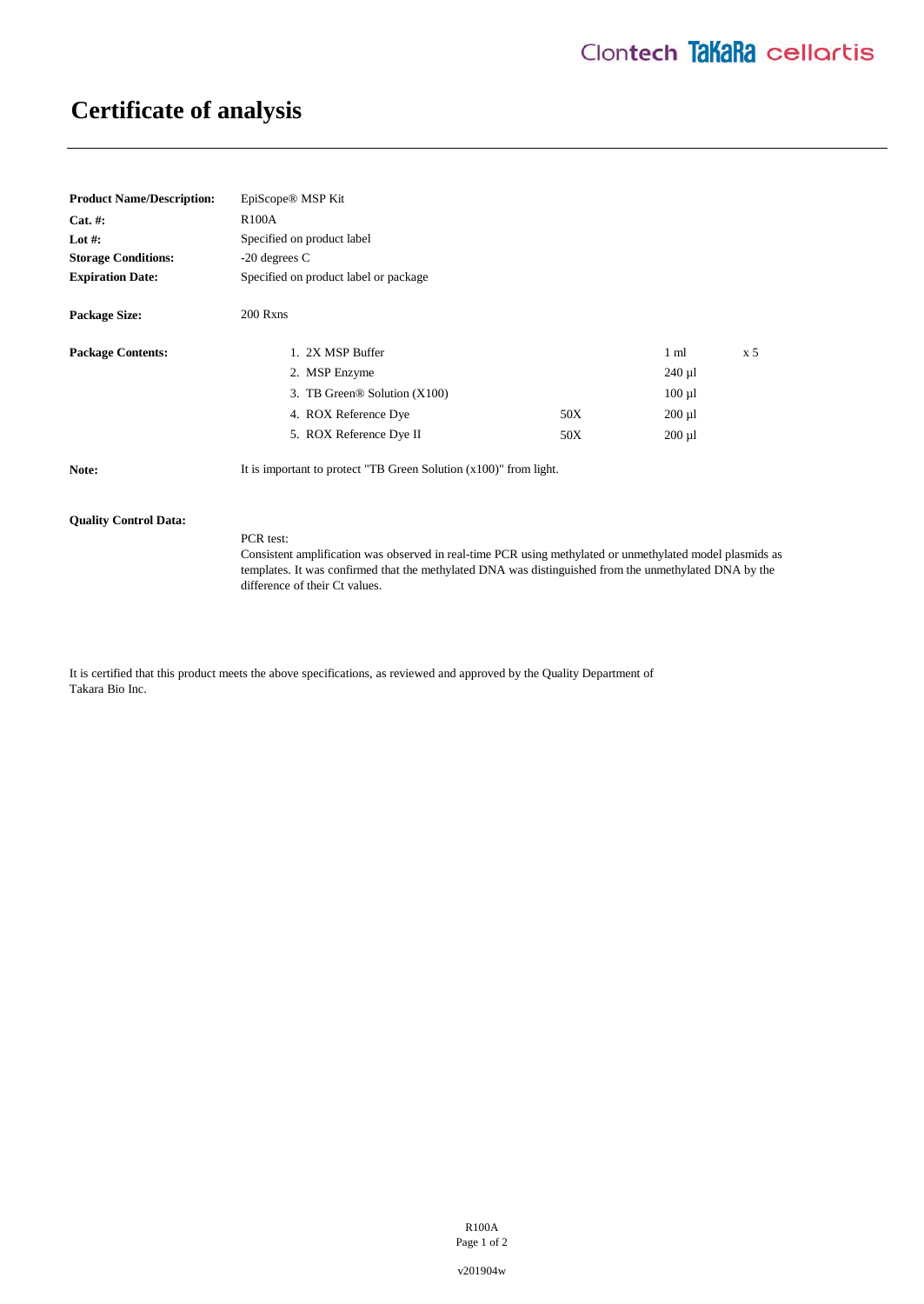# Certificate of analysis

**Product Name/Description:** EpiScope® MSP Kit

**Cat. #:** R100A

**Lot #:** Specified on product label

**Storage Conditions:** -20 degrees C

**Expiration Date:** Specified on product label or package

**Package Size:** 200 Rxns

**Package Contents:**

| | | | |
|---|---|---|---|
| 1. 2X MSP Buffer | | 1 ml | x 5 |
| 2. MSP Enzyme | | 240 µl | |
| 3. TB Green® Solution (X100) | | 100 µl | |
| 4. ROX Reference Dye | 50X | 200 µl | |
| 5. ROX Reference Dye II | 50X | 200 µl | |

**Note:** It is important to protect "TB Green Solution (x100)" from light.

**Quality Control Data:**

PCR test:
Consistent amplification was observed in real-time PCR using methylated or unmethylated model plasmids as templates. It was confirmed that the methylated DNA was distinguished from the unmethylated DNA by the difference of their Ct values.

It is certified that this product meets the above specifications, as reviewed and approved by the Quality Department of Takara Bio Inc.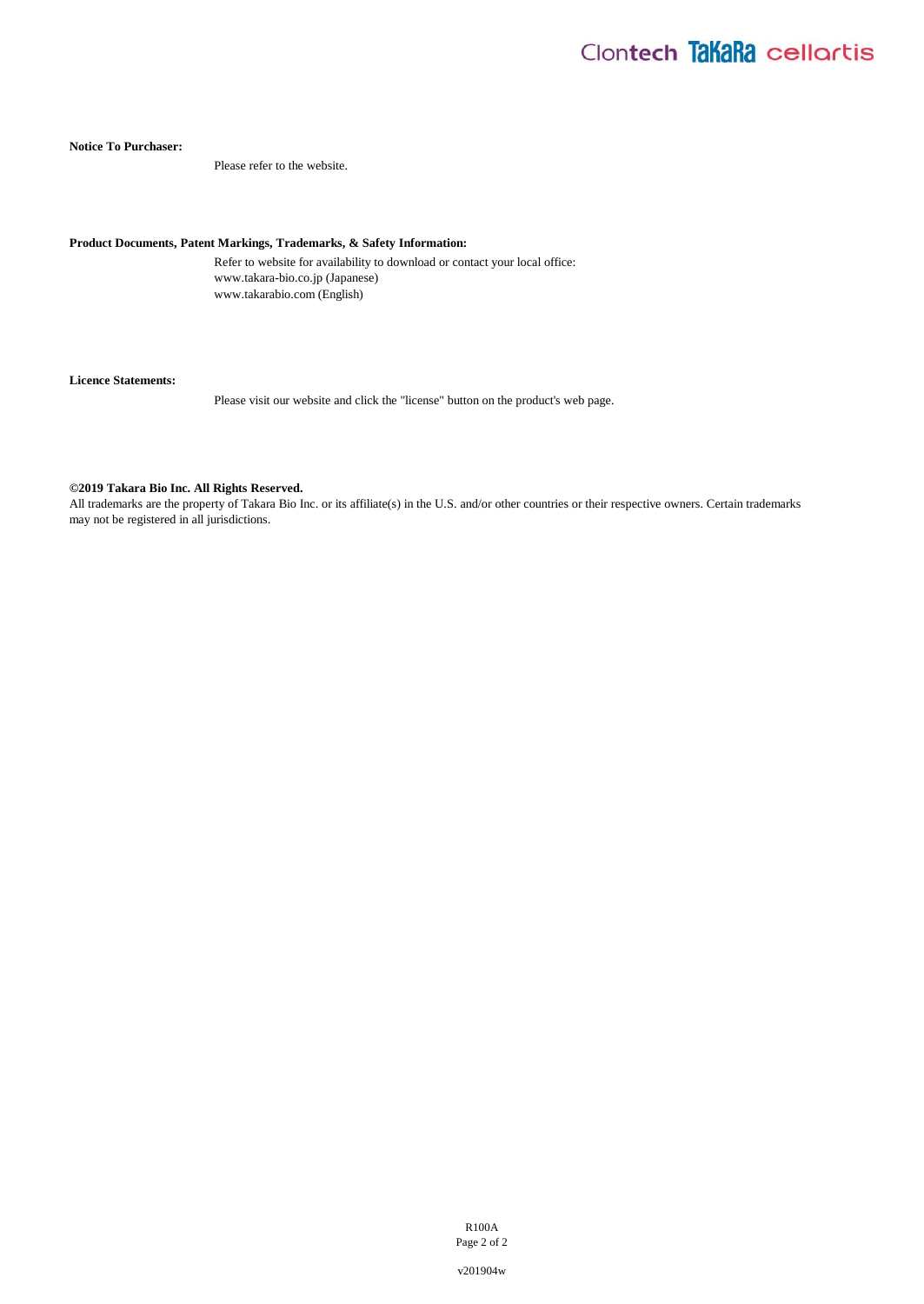**Notice To Purchaser:**

Please refer to the website.

**Product Documents, Patent Markings, Trademarks, & Safety Information:**

Refer to website for availability to download or contact your local office:
www.takara-bio.co.jp (Japanese)
www.takarabio.com (English)

**Licence Statements:**

Please visit our website and click the "license" button on the product's web page.

**©2019 Takara Bio Inc. All Rights Reserved.**
All trademarks are the property of Takara Bio Inc. or its affiliate(s) in the U.S. and/or other countries or their respective owners. Certain trademarks may not be registered in all jurisdictions.

R100A

v201904w